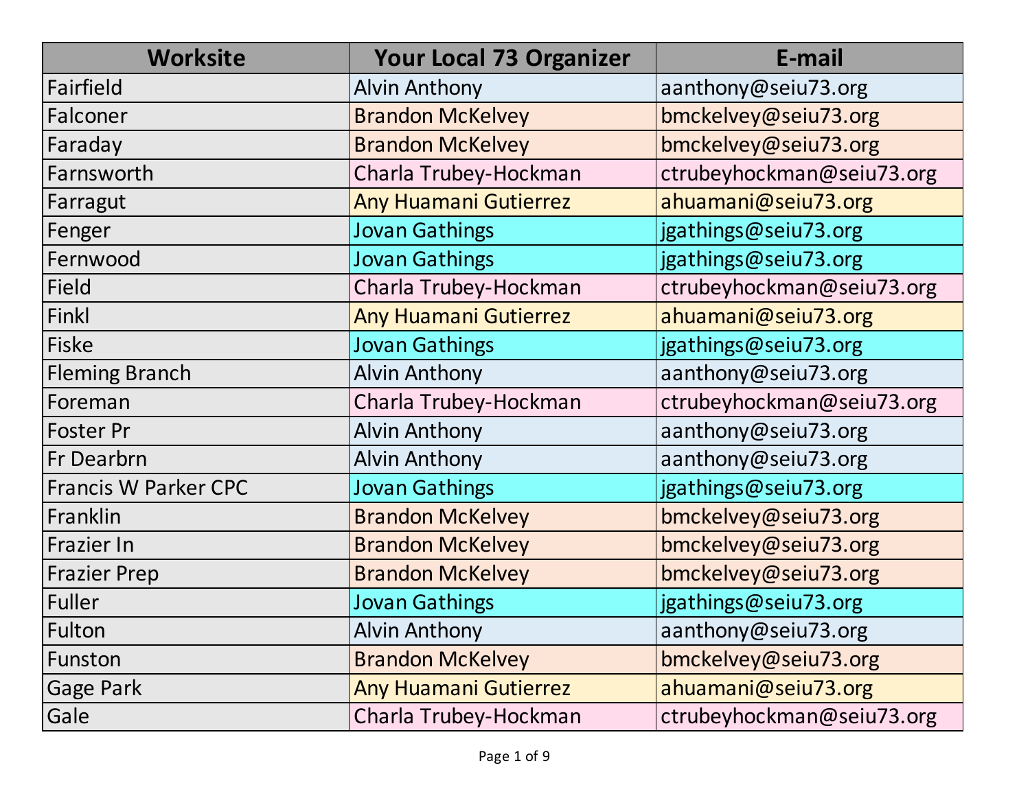| Worksite | Your Local 73 Organizer | E-mail |
|---|---|---|
| Fairfield | Alvin Anthony | aanthony@seiu73.org |
| Falconer | Brandon McKelvey | bmckelvey@seiu73.org |
| Faraday | Brandon McKelvey | bmckelvey@seiu73.org |
| Farnsworth | Charla Trubey-Hockman | ctrubeyhockman@seiu73.org |
| Farragut | Any Huamani Gutierrez | ahuamani@seiu73.org |
| Fenger | Jovan Gathings | jgathings@seiu73.org |
| Fernwood | Jovan Gathings | jgathings@seiu73.org |
| Field | Charla Trubey-Hockman | ctrubeyhockman@seiu73.org |
| Finkl | Any Huamani Gutierrez | ahuamani@seiu73.org |
| Fiske | Jovan Gathings | jgathings@seiu73.org |
| Fleming Branch | Alvin Anthony | aanthony@seiu73.org |
| Foreman | Charla Trubey-Hockman | ctrubeyhockman@seiu73.org |
| Foster Pr | Alvin Anthony | aanthony@seiu73.org |
| Fr Dearbrn | Alvin Anthony | aanthony@seiu73.org |
| Francis W Parker CPC | Jovan Gathings | jgathings@seiu73.org |
| Franklin | Brandon McKelvey | bmckelvey@seiu73.org |
| Frazier In | Brandon McKelvey | bmckelvey@seiu73.org |
| Frazier Prep | Brandon McKelvey | bmckelvey@seiu73.org |
| Fuller | Jovan Gathings | jgathings@seiu73.org |
| Fulton | Alvin Anthony | aanthony@seiu73.org |
| Funston | Brandon McKelvey | bmckelvey@seiu73.org |
| Gage Park | Any Huamani Gutierrez | ahuamani@seiu73.org |
| Gale | Charla Trubey-Hockman | ctrubeyhockman@seiu73.org |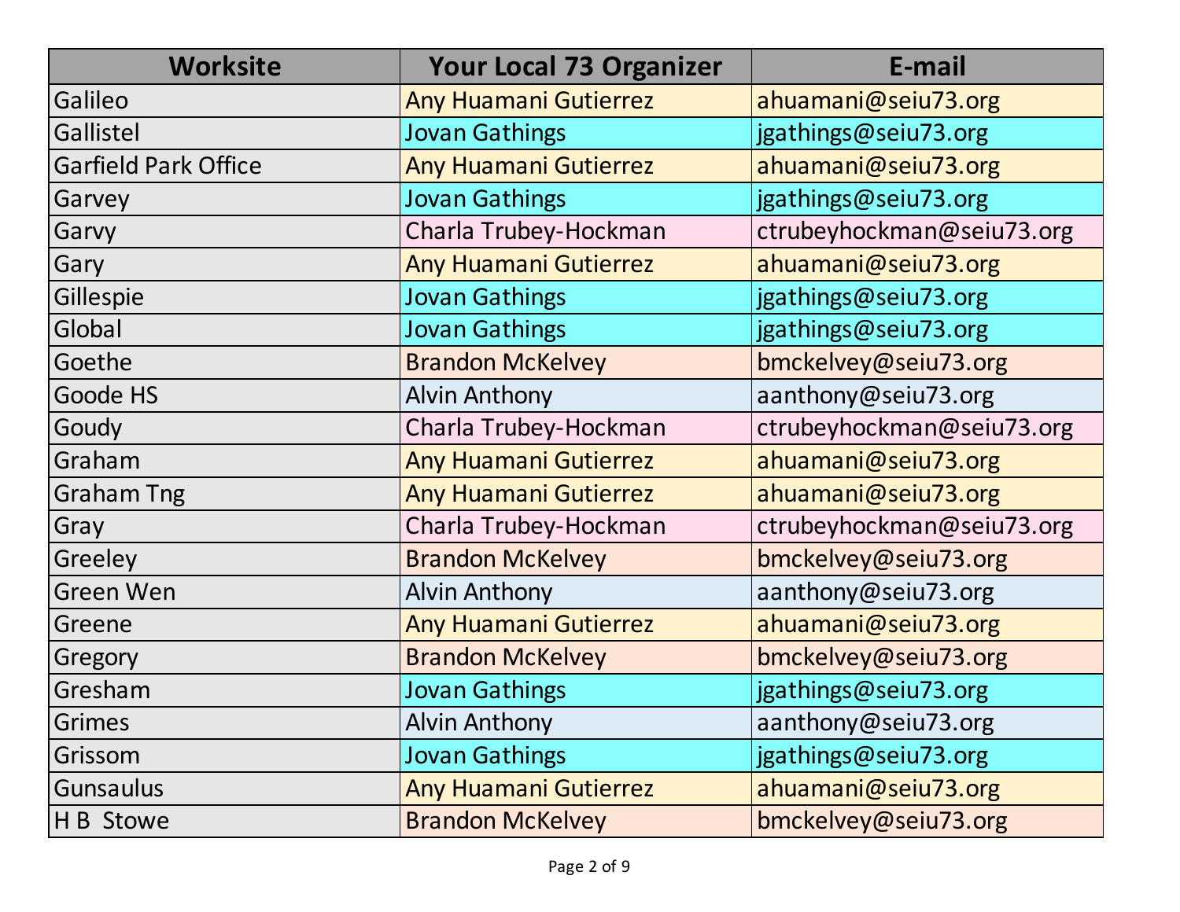| Worksite | Your Local 73 Organizer | E-mail |
|---|---|---|
| Galileo | Any Huamani Gutierrez | ahuamani@seiu73.org |
| Gallistel | Jovan Gathings | jgathings@seiu73.org |
| Garfield Park Office | Any Huamani Gutierrez | ahuamani@seiu73.org |
| Garvey | Jovan Gathings | jgathings@seiu73.org |
| Garvy | Charla Trubey-Hockman | ctrubeyhockman@seiu73.org |
| Gary | Any Huamani Gutierrez | ahuamani@seiu73.org |
| Gillespie | Jovan Gathings | jgathings@seiu73.org |
| Global | Jovan Gathings | jgathings@seiu73.org |
| Goethe | Brandon McKelvey | bmckelvey@seiu73.org |
| Goode HS | Alvin Anthony | aanthony@seiu73.org |
| Goudy | Charla Trubey-Hockman | ctrubeyhockman@seiu73.org |
| Graham | Any Huamani Gutierrez | ahuamani@seiu73.org |
| Graham Tng | Any Huamani Gutierrez | ahuamani@seiu73.org |
| Gray | Charla Trubey-Hockman | ctrubeyhockman@seiu73.org |
| Greeley | Brandon McKelvey | bmckelvey@seiu73.org |
| Green Wen | Alvin Anthony | aanthony@seiu73.org |
| Greene | Any Huamani Gutierrez | ahuamani@seiu73.org |
| Gregory | Brandon McKelvey | bmckelvey@seiu73.org |
| Gresham | Jovan Gathings | jgathings@seiu73.org |
| Grimes | Alvin Anthony | aanthony@seiu73.org |
| Grissom | Jovan Gathings | jgathings@seiu73.org |
| Gunsaulus | Any Huamani Gutierrez | ahuamani@seiu73.org |
| H B Stowe | Brandon McKelvey | bmckelvey@seiu73.org |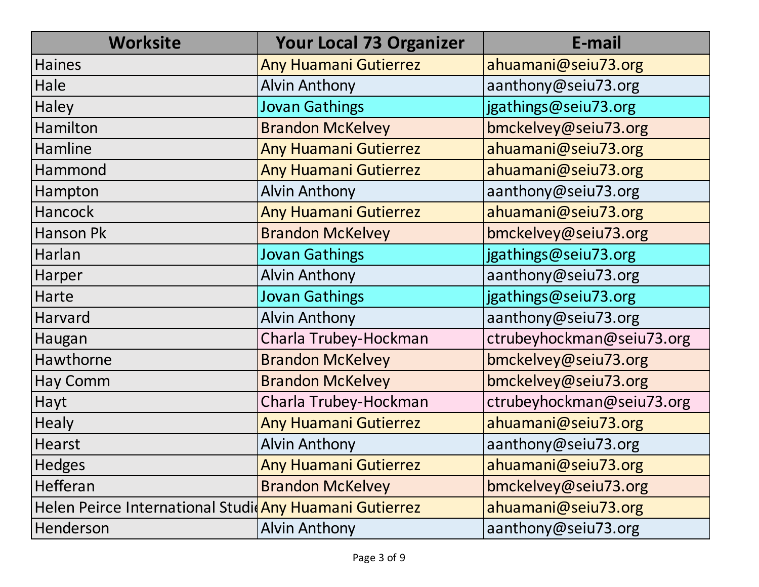| Worksite | Your Local 73 Organizer | E-mail |
| --- | --- | --- |
| Haines | Any Huamani Gutierrez | ahuamani@seiu73.org |
| Hale | Alvin Anthony | aanthony@seiu73.org |
| Haley | Jovan Gathings | jgathings@seiu73.org |
| Hamilton | Brandon McKelvey | bmckelvey@seiu73.org |
| Hamline | Any Huamani Gutierrez | ahuamani@seiu73.org |
| Hammond | Any Huamani Gutierrez | ahuamani@seiu73.org |
| Hampton | Alvin Anthony | aanthony@seiu73.org |
| Hancock | Any Huamani Gutierrez | ahuamani@seiu73.org |
| Hanson Pk | Brandon McKelvey | bmckelvey@seiu73.org |
| Harlan | Jovan Gathings | jgathings@seiu73.org |
| Harper | Alvin Anthony | aanthony@seiu73.org |
| Harte | Jovan Gathings | jgathings@seiu73.org |
| Harvard | Alvin Anthony | aanthony@seiu73.org |
| Haugan | Charla Trubey-Hockman | ctrubeyhockman@seiu73.org |
| Hawthorne | Brandon McKelvey | bmckelvey@seiu73.org |
| Hay Comm | Brandon McKelvey | bmckelvey@seiu73.org |
| Hayt | Charla Trubey-Hockman | ctrubeyhockman@seiu73.org |
| Healy | Any Huamani Gutierrez | ahuamani@seiu73.org |
| Hearst | Alvin Anthony | aanthony@seiu73.org |
| Hedges | Any Huamani Gutierrez | ahuamani@seiu73.org |
| Hefferan | Brandon McKelvey | bmckelvey@seiu73.org |
| Helen Peirce International Studie | Any Huamani Gutierrez | ahuamani@seiu73.org |
| Henderson | Alvin Anthony | aanthony@seiu73.org |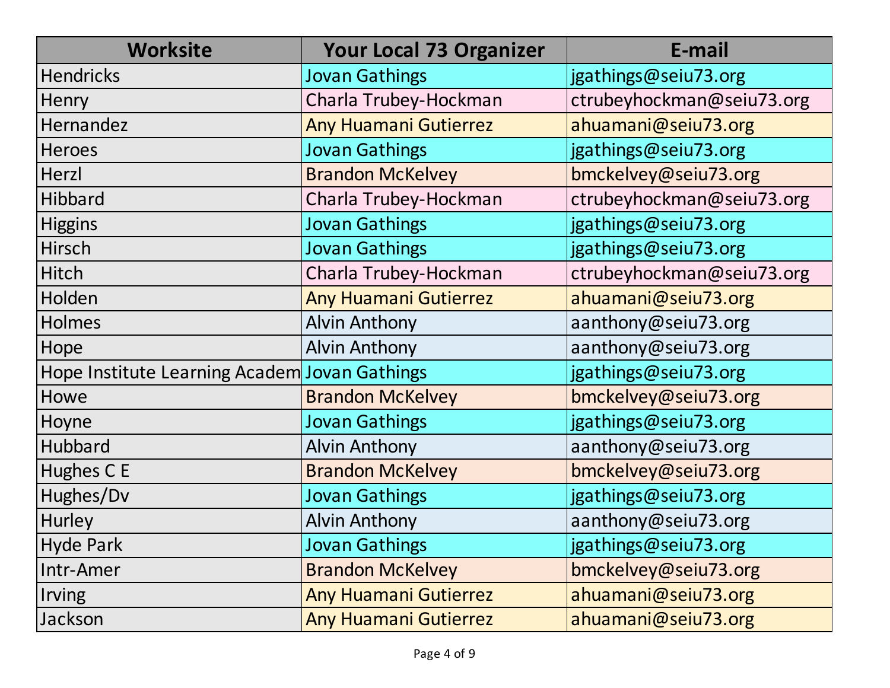| Worksite | Your Local 73 Organizer | E-mail |
| --- | --- | --- |
| Hendricks | Jovan Gathings | jgathings@seiu73.org |
| Henry | Charla Trubey-Hockman | ctrubeyhockman@seiu73.org |
| Hernandez | Any Huamani Gutierrez | ahuamani@seiu73.org |
| Heroes | Jovan Gathings | jgathings@seiu73.org |
| Herzl | Brandon McKelvey | bmckelvey@seiu73.org |
| Hibbard | Charla Trubey-Hockman | ctrubeyhockman@seiu73.org |
| Higgins | Jovan Gathings | jgathings@seiu73.org |
| Hirsch | Jovan Gathings | jgathings@seiu73.org |
| Hitch | Charla Trubey-Hockman | ctrubeyhockman@seiu73.org |
| Holden | Any Huamani Gutierrez | ahuamani@seiu73.org |
| Holmes | Alvin Anthony | aanthony@seiu73.org |
| Hope | Alvin Anthony | aanthony@seiu73.org |
| Hope Institute Learning Academ | Jovan Gathings | jgathings@seiu73.org |
| Howe | Brandon McKelvey | bmckelvey@seiu73.org |
| Hoyne | Jovan Gathings | jgathings@seiu73.org |
| Hubbard | Alvin Anthony | aanthony@seiu73.org |
| Hughes C E | Brandon McKelvey | bmckelvey@seiu73.org |
| Hughes/Dv | Jovan Gathings | jgathings@seiu73.org |
| Hurley | Alvin Anthony | aanthony@seiu73.org |
| Hyde Park | Jovan Gathings | jgathings@seiu73.org |
| Intr-Amer | Brandon McKelvey | bmckelvey@seiu73.org |
| Irving | Any Huamani Gutierrez | ahuamani@seiu73.org |
| Jackson | Any Huamani Gutierrez | ahuamani@seiu73.org |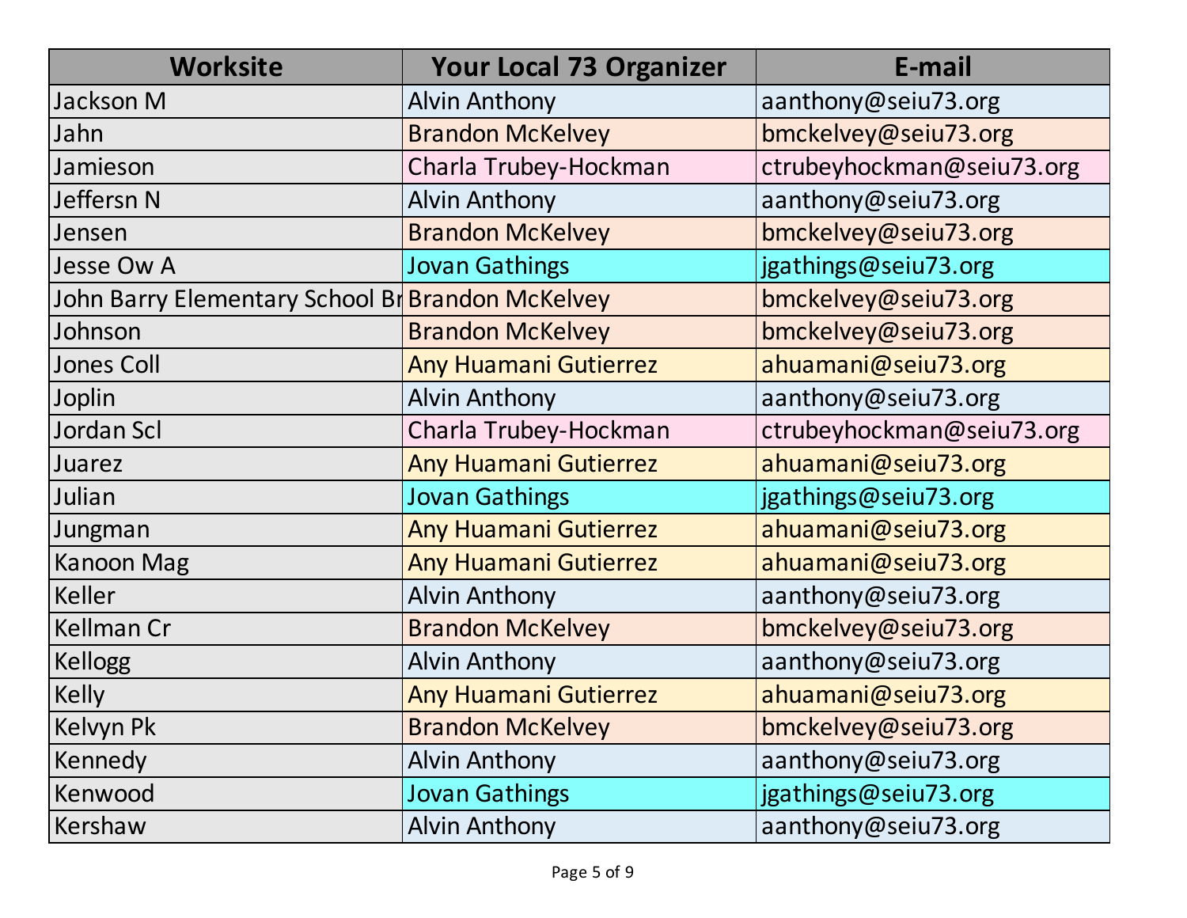| Worksite | Your Local 73 Organizer | E-mail |
| --- | --- | --- |
| Jackson M | Alvin Anthony | aanthony@seiu73.org |
| Jahn | Brandon McKelvey | bmckelvey@seiu73.org |
| Jamieson | Charla Trubey-Hockman | ctrubeyhockman@seiu73.org |
| Jeffersn N | Alvin Anthony | aanthony@seiu73.org |
| Jensen | Brandon McKelvey | bmckelvey@seiu73.org |
| Jesse Ow A | Jovan Gathings | jgathings@seiu73.org |
| John Barry Elementary School Br | Brandon McKelvey | bmckelvey@seiu73.org |
| Johnson | Brandon McKelvey | bmckelvey@seiu73.org |
| Jones Coll | Any Huamani Gutierrez | ahuamani@seiu73.org |
| Joplin | Alvin Anthony | aanthony@seiu73.org |
| Jordan Scl | Charla Trubey-Hockman | ctrubeyhockman@seiu73.org |
| Juarez | Any Huamani Gutierrez | ahuamani@seiu73.org |
| Julian | Jovan Gathings | jgathings@seiu73.org |
| Jungman | Any Huamani Gutierrez | ahuamani@seiu73.org |
| Kanoon Mag | Any Huamani Gutierrez | ahuamani@seiu73.org |
| Keller | Alvin Anthony | aanthony@seiu73.org |
| Kellman Cr | Brandon McKelvey | bmckelvey@seiu73.org |
| Kellogg | Alvin Anthony | aanthony@seiu73.org |
| Kelly | Any Huamani Gutierrez | ahuamani@seiu73.org |
| Kelvyn Pk | Brandon McKelvey | bmckelvey@seiu73.org |
| Kennedy | Alvin Anthony | aanthony@seiu73.org |
| Kenwood | Jovan Gathings | jgathings@seiu73.org |
| Kershaw | Alvin Anthony | aanthony@seiu73.org |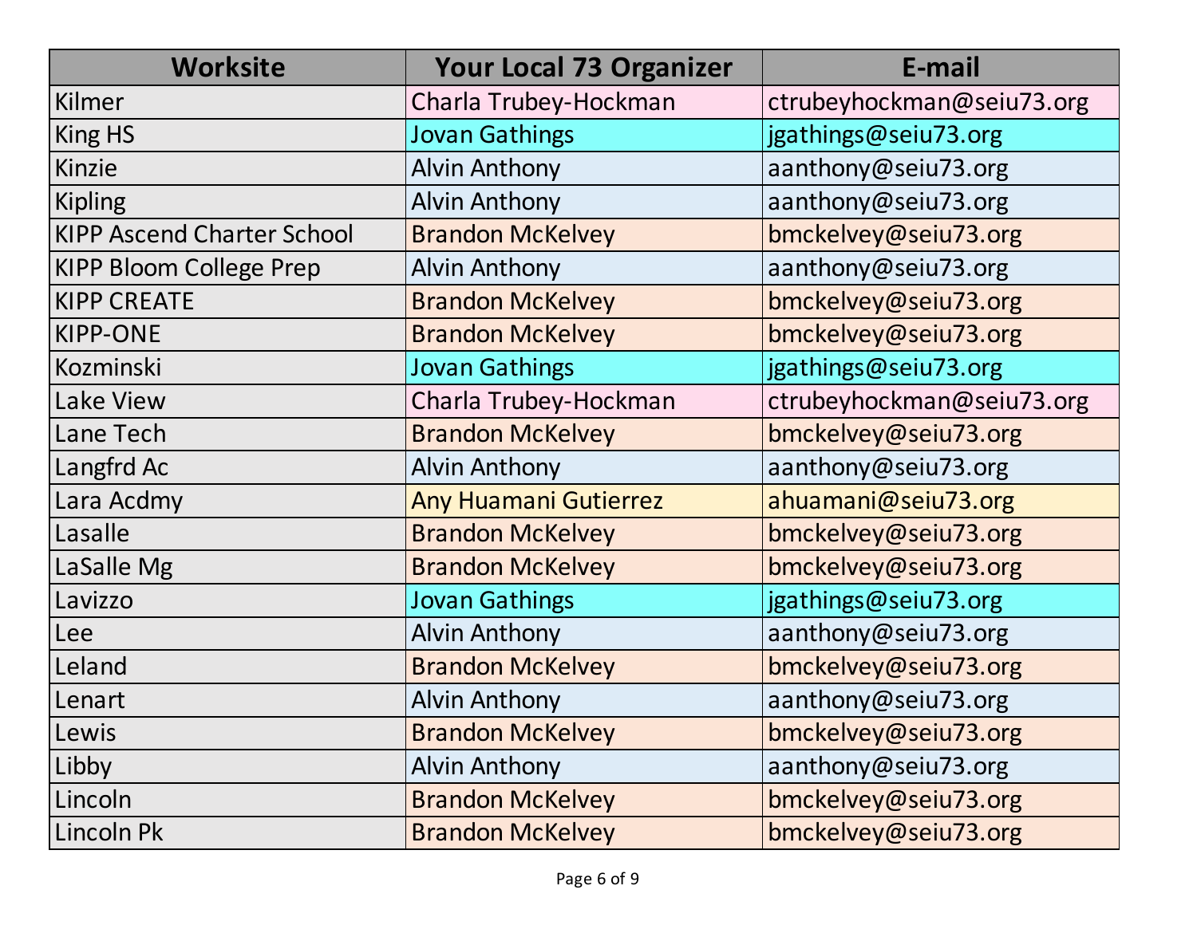| Worksite | Your Local 73 Organizer | E-mail |
| --- | --- | --- |
| Kilmer | Charla Trubey-Hockman | ctrubeyhockman@seiu73.org |
| King HS | Jovan Gathings | jgathings@seiu73.org |
| Kinzie | Alvin Anthony | aanthony@seiu73.org |
| Kipling | Alvin Anthony | aanthony@seiu73.org |
| KIPP Ascend Charter School | Brandon McKelvey | bmckelvey@seiu73.org |
| KIPP Bloom College Prep | Alvin Anthony | aanthony@seiu73.org |
| KIPP CREATE | Brandon McKelvey | bmckelvey@seiu73.org |
| KIPP-ONE | Brandon McKelvey | bmckelvey@seiu73.org |
| Kozminski | Jovan Gathings | jgathings@seiu73.org |
| Lake View | Charla Trubey-Hockman | ctrubeyhockman@seiu73.org |
| Lane Tech | Brandon McKelvey | bmckelvey@seiu73.org |
| Langfrd Ac | Alvin Anthony | aanthony@seiu73.org |
| Lara Acdmy | Any Huamani Gutierrez | ahuamani@seiu73.org |
| Lasalle | Brandon McKelvey | bmckelvey@seiu73.org |
| LaSalle Mg | Brandon McKelvey | bmckelvey@seiu73.org |
| Lavizzo | Jovan Gathings | jgathings@seiu73.org |
| Lee | Alvin Anthony | aanthony@seiu73.org |
| Leland | Brandon McKelvey | bmckelvey@seiu73.org |
| Lenart | Alvin Anthony | aanthony@seiu73.org |
| Lewis | Brandon McKelvey | bmckelvey@seiu73.org |
| Libby | Alvin Anthony | aanthony@seiu73.org |
| Lincoln | Brandon McKelvey | bmckelvey@seiu73.org |
| Lincoln Pk | Brandon McKelvey | bmckelvey@seiu73.org |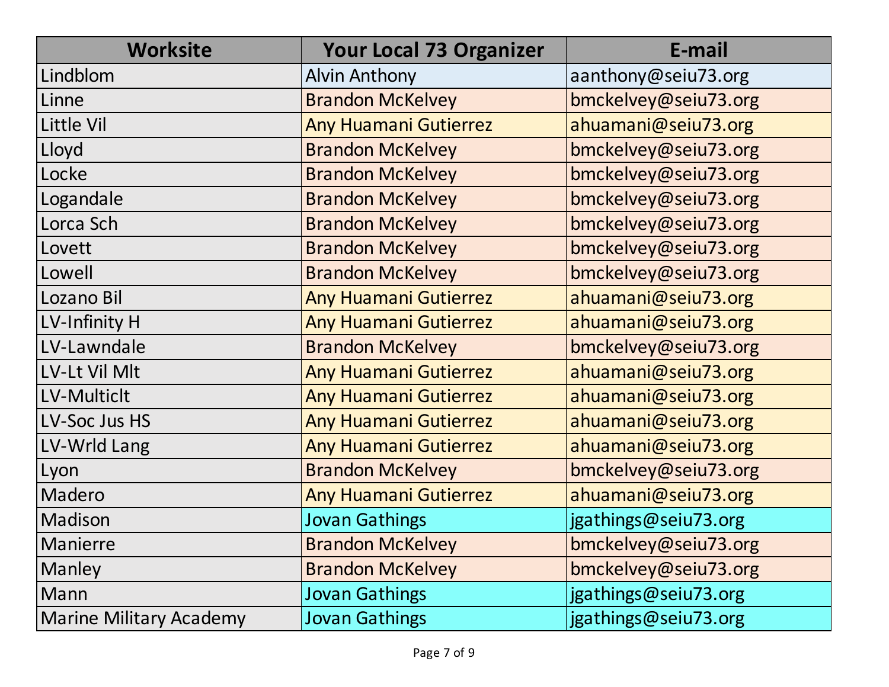| Worksite | Your Local 73 Organizer | E-mail |
| --- | --- | --- |
| Lindblom | Alvin Anthony | aanthony@seiu73.org |
| Linne | Brandon McKelvey | bmckelvey@seiu73.org |
| Little Vil | Any Huamani Gutierrez | ahuamani@seiu73.org |
| Lloyd | Brandon McKelvey | bmckelvey@seiu73.org |
| Locke | Brandon McKelvey | bmckelvey@seiu73.org |
| Logandale | Brandon McKelvey | bmckelvey@seiu73.org |
| Lorca Sch | Brandon McKelvey | bmckelvey@seiu73.org |
| Lovett | Brandon McKelvey | bmckelvey@seiu73.org |
| Lowell | Brandon McKelvey | bmckelvey@seiu73.org |
| Lozano Bil | Any Huamani Gutierrez | ahuamani@seiu73.org |
| LV-Infinity H | Any Huamani Gutierrez | ahuamani@seiu73.org |
| LV-Lawndale | Brandon McKelvey | bmckelvey@seiu73.org |
| LV-Lt Vil Mlt | Any Huamani Gutierrez | ahuamani@seiu73.org |
| LV-Multiclt | Any Huamani Gutierrez | ahuamani@seiu73.org |
| LV-Soc Jus HS | Any Huamani Gutierrez | ahuamani@seiu73.org |
| LV-Wrld Lang | Any Huamani Gutierrez | ahuamani@seiu73.org |
| Lyon | Brandon McKelvey | bmckelvey@seiu73.org |
| Madero | Any Huamani Gutierrez | ahuamani@seiu73.org |
| Madison | Jovan Gathings | jgathings@seiu73.org |
| Manierre | Brandon McKelvey | bmckelvey@seiu73.org |
| Manley | Brandon McKelvey | bmckelvey@seiu73.org |
| Mann | Jovan Gathings | jgathings@seiu73.org |
| Marine Military Academy | Jovan Gathings | jgathings@seiu73.org |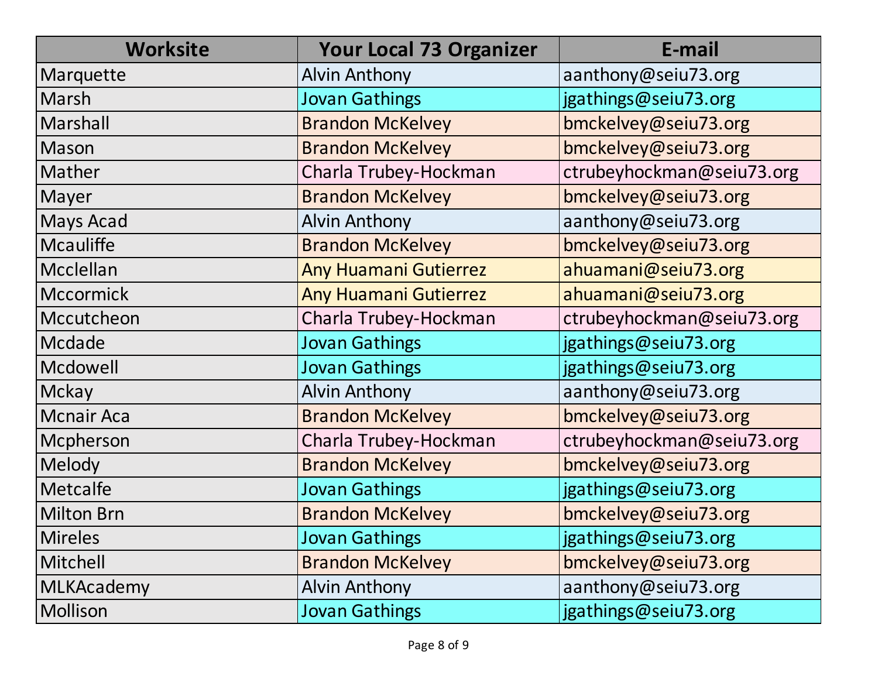| Worksite | Your Local 73 Organizer | E-mail |
|---|---|---|
| Marquette | Alvin Anthony | aanthony@seiu73.org |
| Marsh | Jovan Gathings | jgathings@seiu73.org |
| Marshall | Brandon McKelvey | bmckelvey@seiu73.org |
| Mason | Brandon McKelvey | bmckelvey@seiu73.org |
| Mather | Charla Trubey-Hockman | ctrubeyhockman@seiu73.org |
| Mayer | Brandon McKelvey | bmckelvey@seiu73.org |
| Mays Acad | Alvin Anthony | aanthony@seiu73.org |
| Mcauliffe | Brandon McKelvey | bmckelvey@seiu73.org |
| Mcclellan | Any Huamani Gutierrez | ahuamani@seiu73.org |
| Mccormick | Any Huamani Gutierrez | ahuamani@seiu73.org |
| Mccutcheon | Charla Trubey-Hockman | ctrubeyhockman@seiu73.org |
| Mcdade | Jovan Gathings | jgathings@seiu73.org |
| Mcdowell | Jovan Gathings | jgathings@seiu73.org |
| Mckay | Alvin Anthony | aanthony@seiu73.org |
| Mcnair Aca | Brandon McKelvey | bmckelvey@seiu73.org |
| Mcpherson | Charla Trubey-Hockman | ctrubeyhockman@seiu73.org |
| Melody | Brandon McKelvey | bmckelvey@seiu73.org |
| Metcalfe | Jovan Gathings | jgathings@seiu73.org |
| Milton Brn | Brandon McKelvey | bmckelvey@seiu73.org |
| Mireles | Jovan Gathings | jgathings@seiu73.org |
| Mitchell | Brandon McKelvey | bmckelvey@seiu73.org |
| MLKAcademy | Alvin Anthony | aanthony@seiu73.org |
| Mollison | Jovan Gathings | jgathings@seiu73.org |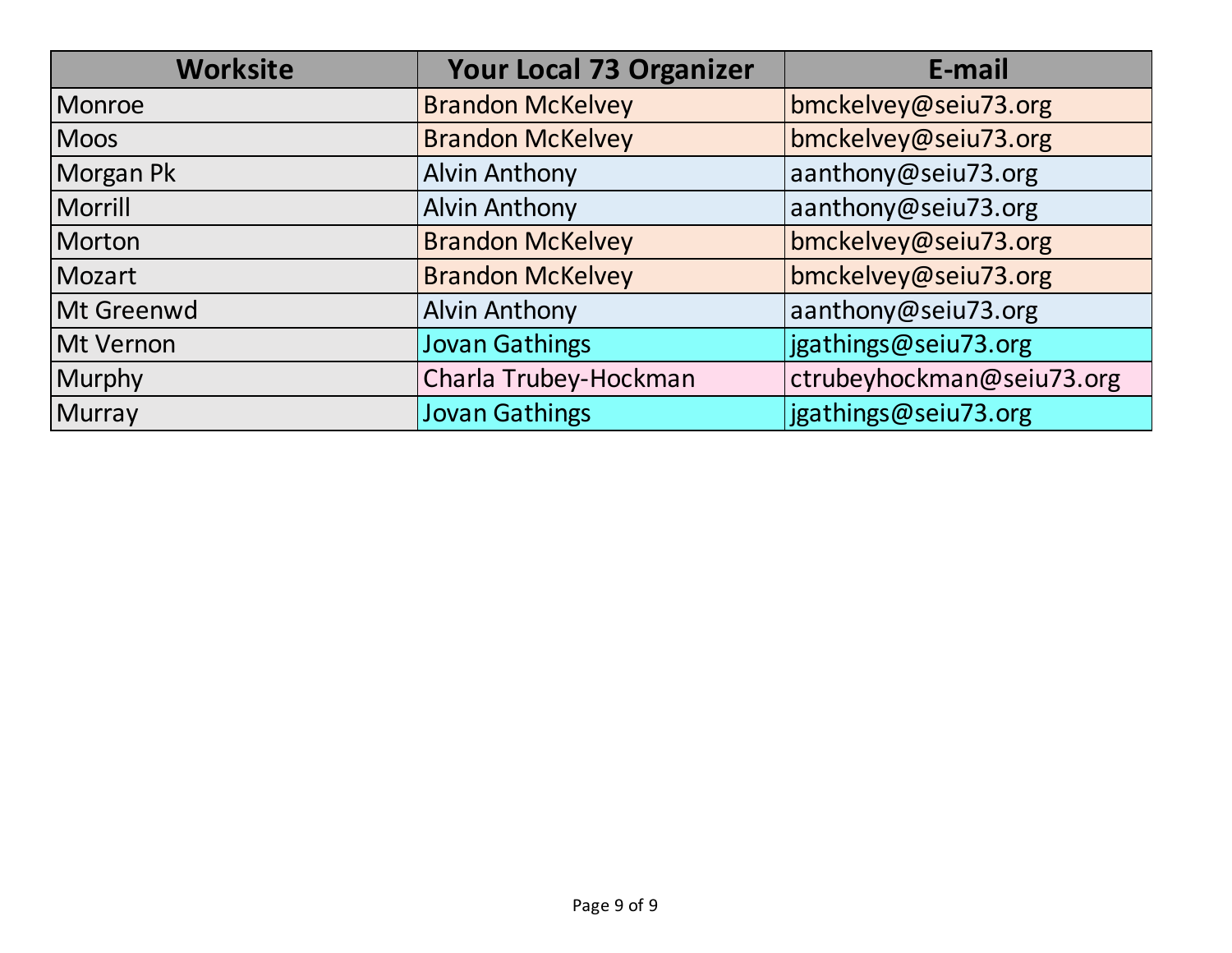| Worksite | Your Local 73 Organizer | E-mail |
|---|---|---|
| Monroe | Brandon McKelvey | bmckelvey@seiu73.org |
| Moos | Brandon McKelvey | bmckelvey@seiu73.org |
| Morgan Pk | Alvin Anthony | aanthony@seiu73.org |
| Morrill | Alvin Anthony | aanthony@seiu73.org |
| Morton | Brandon McKelvey | bmckelvey@seiu73.org |
| Mozart | Brandon McKelvey | bmckelvey@seiu73.org |
| Mt Greenwd | Alvin Anthony | aanthony@seiu73.org |
| Mt Vernon | Jovan Gathings | jgathings@seiu73.org |
| Murphy | Charla Trubey-Hockman | ctrubeyhockman@seiu73.org |
| Murray | Jovan Gathings | jgathings@seiu73.org |